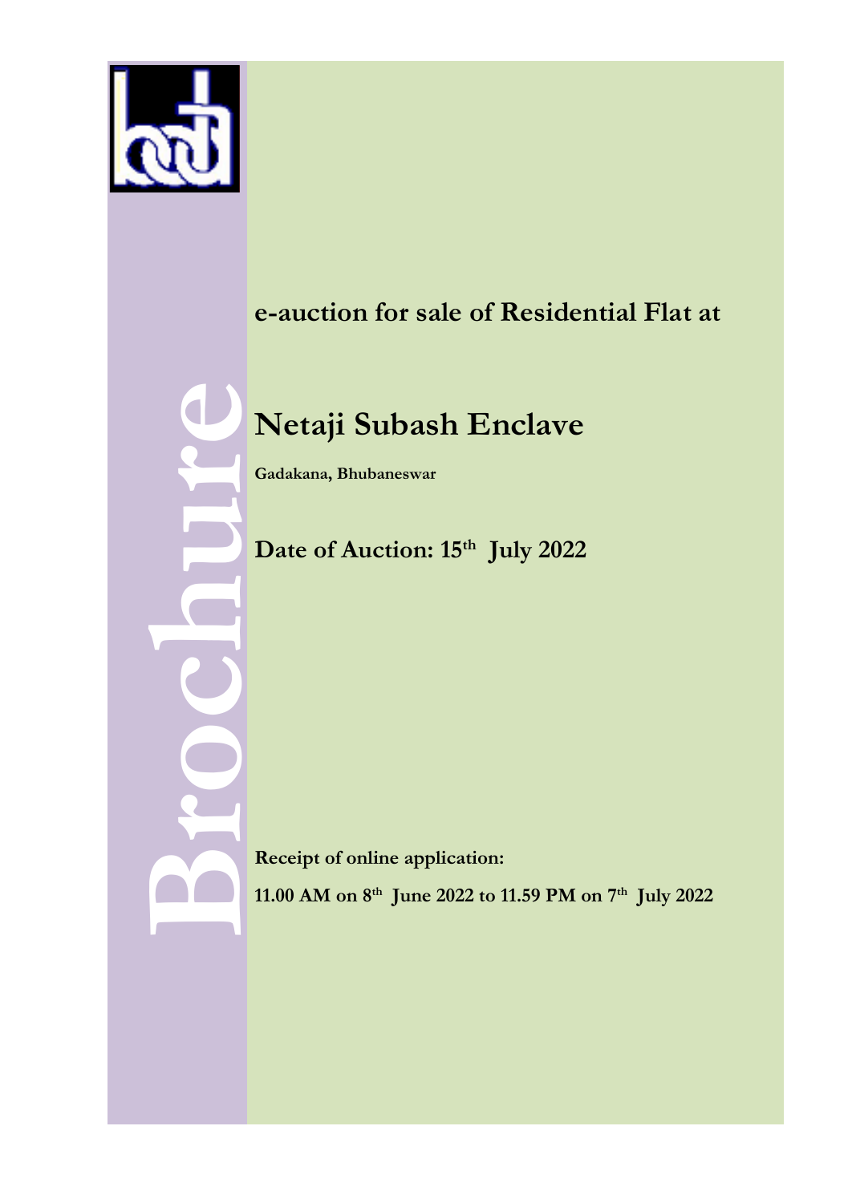Brochure

**e-auction for sale of Residential Flat at**

# Netaji Subash Enclave

**Gadakana, Bhubaneswar**

## Date of Auction: 15th July 2022

**Receipt of online application:**

**11.00 AM on 8th June 2022 to 11.59 PM on 7th July 2022**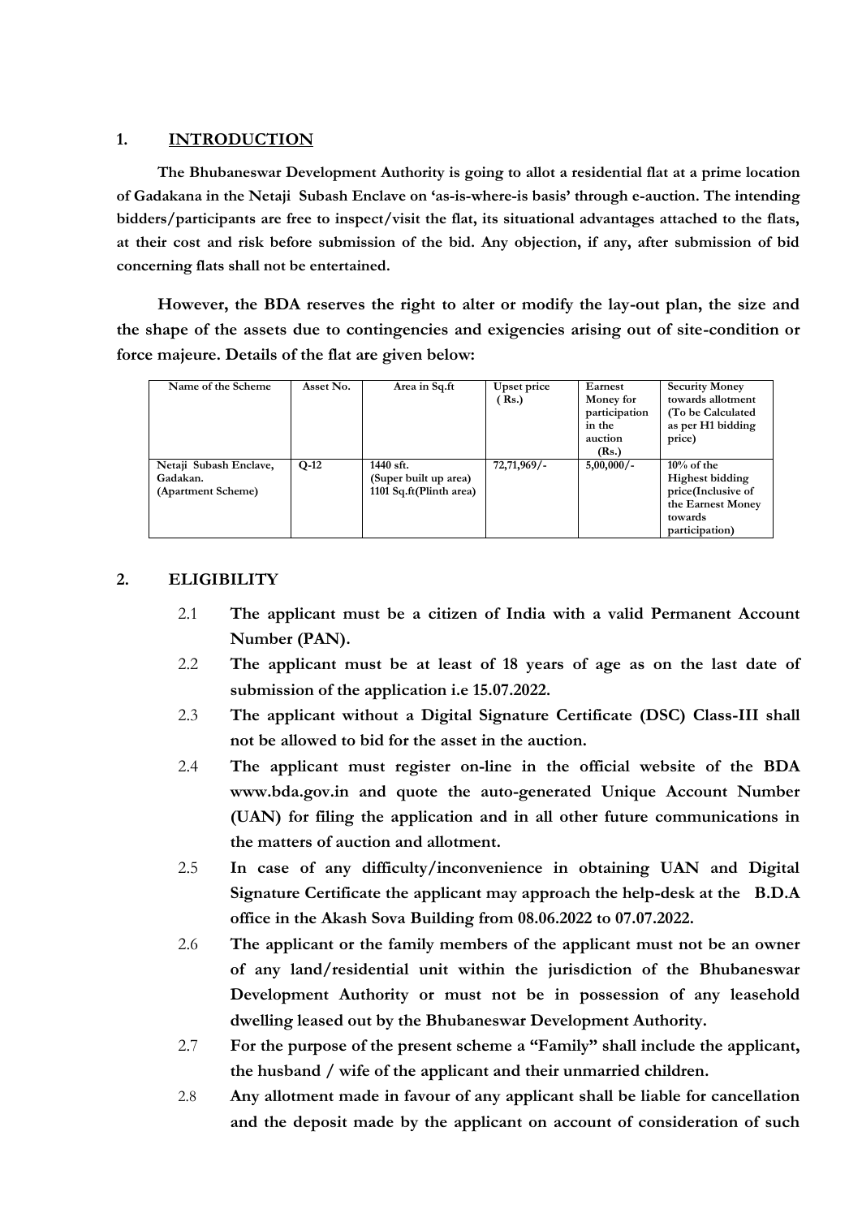## 1. INTRODUCTION

**The Bhubaneswar Development Authority is going to allot a residential flat at a prime location of Gadakana in the Netaji Subash Enclave on 'as-is-where-is basis' through e-auction. The intending bidders/participants are free to inspect/visit the flat, its situational advantages attached to the flats, at their cost and risk before submission of the bid. Any objection, if any, after submission of bid concerning flats shall not be entertained.**

**However, the BDA reserves the right to alter or modify the lay-out plan, the size and the shape of the assets due to contingencies and exigencies arising out of site-condition or force majeure. Details of the flat are given below:**

| Name of the Scheme | Asset No. | Area in Sq.ft | Upset price (Rs.) | Earnest Money for participation in the auction (Rs.) | Security Money towards allotment (To be Calculated as per H1 bidding price) |
|---|---|---|---|---|---|
| Netaji Subash Enclave, Gadakan. (Apartment Scheme) | Q-12 | 1440 sft. (Super built up area) 1101 Sq.ft(Plinth area) | 72,71,969/- | 5,00,000/- | 10% of the Highest bidding price(Inclusive of the Earnest Money towards participation) |

## 2. ELIGIBILITY

2.1 **The applicant must be a citizen of India with a valid Permanent Account Number (PAN).**

2.2 **The applicant must be at least of 18 years of age as on the last date of submission of the application i.e 15.07.2022.**

2.3 **The applicant without a Digital Signature Certificate (DSC) Class-III shall not be allowed to bid for the asset in the auction.**

2.4 **The applicant must register on-line in the official website of the BDA www.bda.gov.in and quote the auto-generated Unique Account Number (UAN) for filing the application and in all other future communications in the matters of auction and allotment.**

2.5 **In case of any difficulty/inconvenience in obtaining UAN and Digital Signature Certificate the applicant may approach the help-desk at the B.D.A office in the Akash Sova Building from 08.06.2022 to 07.07.2022.**

2.6 **The applicant or the family members of the applicant must not be an owner of any land/residential unit within the jurisdiction of the Bhubaneswar Development Authority or must not be in possession of any leasehold dwelling leased out by the Bhubaneswar Development Authority.**

2.7 **For the purpose of the present scheme a "Family" shall include the applicant, the husband / wife of the applicant and their unmarried children.**

2.8 **Any allotment made in favour of any applicant shall be liable for cancellation and the deposit made by the applicant on account of consideration of such**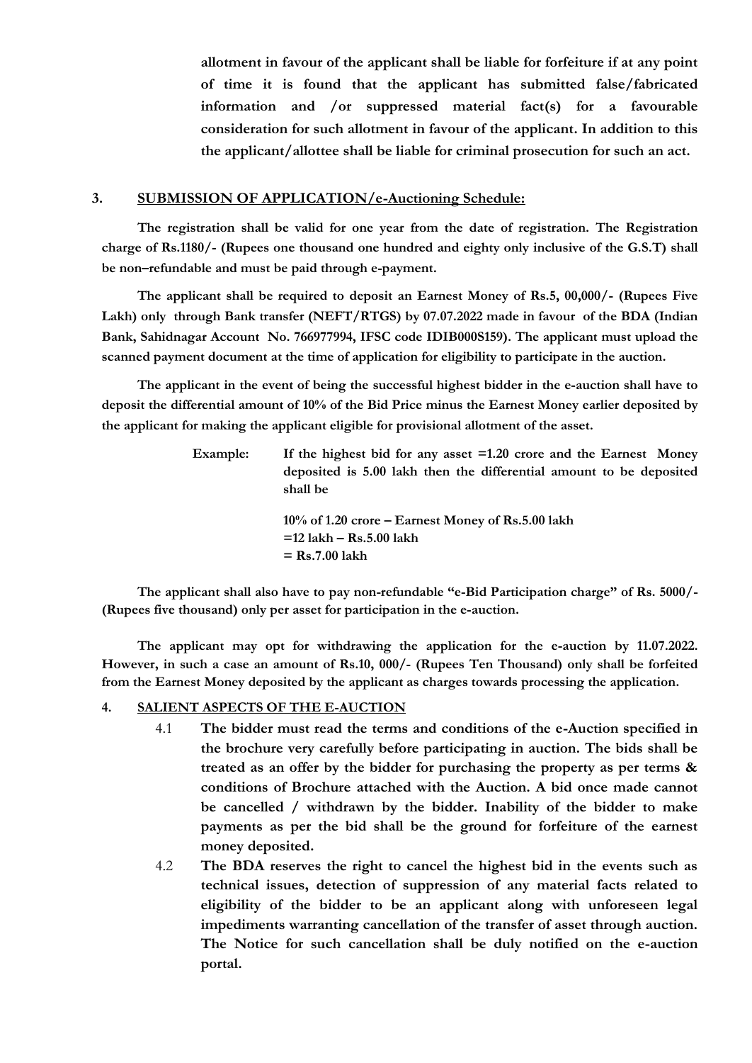**allotment in favour of the applicant shall be liable for forfeiture if at any point of time it is found that the applicant has submitted false/fabricated information and /or suppressed material fact(s) for a favourable consideration for such allotment in favour of the applicant. In addition to this the applicant/allottee shall be liable for criminal prosecution for such an act.**

## 3. SUBMISSION OF APPLICATION/e-Auctioning Schedule:

**The registration shall be valid for one year from the date of registration. The Registration charge of Rs.1180/- (Rupees one thousand one hundred and eighty only inclusive of the G.S.T) shall be non–refundable and must be paid through e-payment.**

**The applicant shall be required to deposit an Earnest Money of Rs.5, 00,000/- (Rupees Five Lakh) only through Bank transfer (NEFT/RTGS) by 07.07.2022 made in favour of the BDA (Indian Bank, Sahidnagar Account No. 766977994, IFSC code IDIB000S159). The applicant must upload the scanned payment document at the time of application for eligibility to participate in the auction.**

**The applicant in the event of being the successful highest bidder in the e-auction shall have to deposit the differential amount of 10% of the Bid Price minus the Earnest Money earlier deposited by the applicant for making the applicant eligible for provisional allotment of the asset.**

**Example:** **If the highest bid for any asset =1.20 crore and the Earnest Money deposited is 5.00 lakh then the differential amount to be deposited shall be**

**10% of 1.20 crore – Earnest Money of Rs.5.00 lakh**
**=12 lakh – Rs.5.00 lakh**
**= Rs.7.00 lakh**

**The applicant shall also have to pay non-refundable "e-Bid Participation charge" of Rs. 5000/- (Rupees five thousand) only per asset for participation in the e-auction.**

**The applicant may opt for withdrawing the application for the e-auction by 11.07.2022. However, in such a case an amount of Rs.10, 000/- (Rupees Ten Thousand) only shall be forfeited from the Earnest Money deposited by the applicant as charges towards processing the application.**

## 4. SALIENT ASPECTS OF THE E-AUCTION

4.1 **The bidder must read the terms and conditions of the e-Auction specified in the brochure very carefully before participating in auction. The bids shall be treated as an offer by the bidder for purchasing the property as per terms & conditions of Brochure attached with the Auction. A bid once made cannot be cancelled / withdrawn by the bidder. Inability of the bidder to make payments as per the bid shall be the ground for forfeiture of the earnest money deposited.**

4.2 **The BDA reserves the right to cancel the highest bid in the events such as technical issues, detection of suppression of any material facts related to eligibility of the bidder to be an applicant along with unforeseen legal impediments warranting cancellation of the transfer of asset through auction. The Notice for such cancellation shall be duly notified on the e-auction portal.**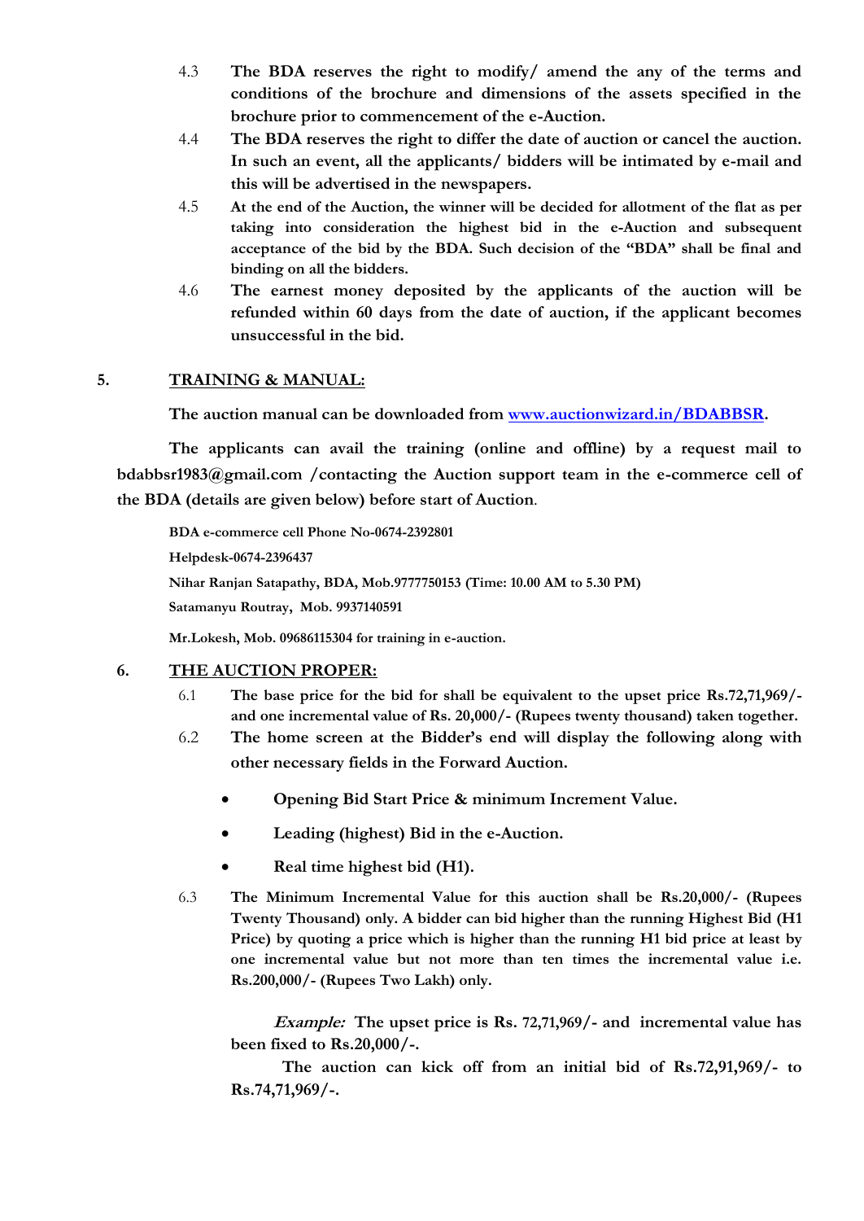4.3 **The BDA reserves the right to modify/ amend the any of the terms and conditions of the brochure and dimensions of the assets specified in the brochure prior to commencement of the e-Auction.**

4.4 **The BDA reserves the right to differ the date of auction or cancel the auction. In such an event, all the applicants/ bidders will be intimated by e-mail and this will be advertised in the newspapers.**

4.5 **At the end of the Auction, the winner will be decided for allotment of the flat as per taking into consideration the highest bid in the e-Auction and subsequent acceptance of the bid by the BDA. Such decision of the "BDA" shall be final and binding on all the bidders.**

4.6 **The earnest money deposited by the applicants of the auction will be refunded within 60 days from the date of auction, if the applicant becomes unsuccessful in the bid.**

## 5. <u>TRAINING & MANUAL:</u>

**The auction manual can be downloaded from [www.auctionwizard.in/BDABBSR](www.auctionwizard.in/BDABBSR).**

**The applicants can avail the training (online and offline) by a request mail to bdabbsr1983@gmail.com /contacting the Auction support team in the e-commerce cell of the BDA (details are given below) before start of Auction**.

**BDA e-commerce cell Phone No-0674-2392801**

**Helpdesk-0674-2396437**

**Nihar Ranjan Satapathy, BDA, Mob.9777750153 (Time: 10.00 AM to 5.30 PM)**

**Satamanyu Routray, Mob. 9937140591**

**Mr.Lokesh, Mob. 09686115304 for training in e-auction.**

## 6. <u>THE AUCTION PROPER:</u>

6.1 **The base price for the bid for shall be equivalent to the upset price Rs.72,71,969/- and one incremental value of Rs. 20,000/- (Rupees twenty thousand) taken together.**

6.2 **The home screen at the Bidder's end will display the following along with other necessary fields in the Forward Auction.**

- **Opening Bid Start Price & minimum Increment Value.**
- **Leading (highest) Bid in the e-Auction.**
- **Real time highest bid (H1).**

6.3 **The Minimum Incremental Value for this auction shall be Rs.20,000/- (Rupees Twenty Thousand) only. A bidder can bid higher than the running Highest Bid (H1 Price) by quoting a price which is higher than the running H1 bid price at least by one incremental value but not more than ten times the incremental value i.e. Rs.200,000/- (Rupees Two Lakh) only.**

***Example:*** **The upset price is Rs. 72,71,969/- and incremental value has been fixed to Rs.20,000/-.**

**The auction can kick off from an initial bid of Rs.72,91,969/- to Rs.74,71,969/-.**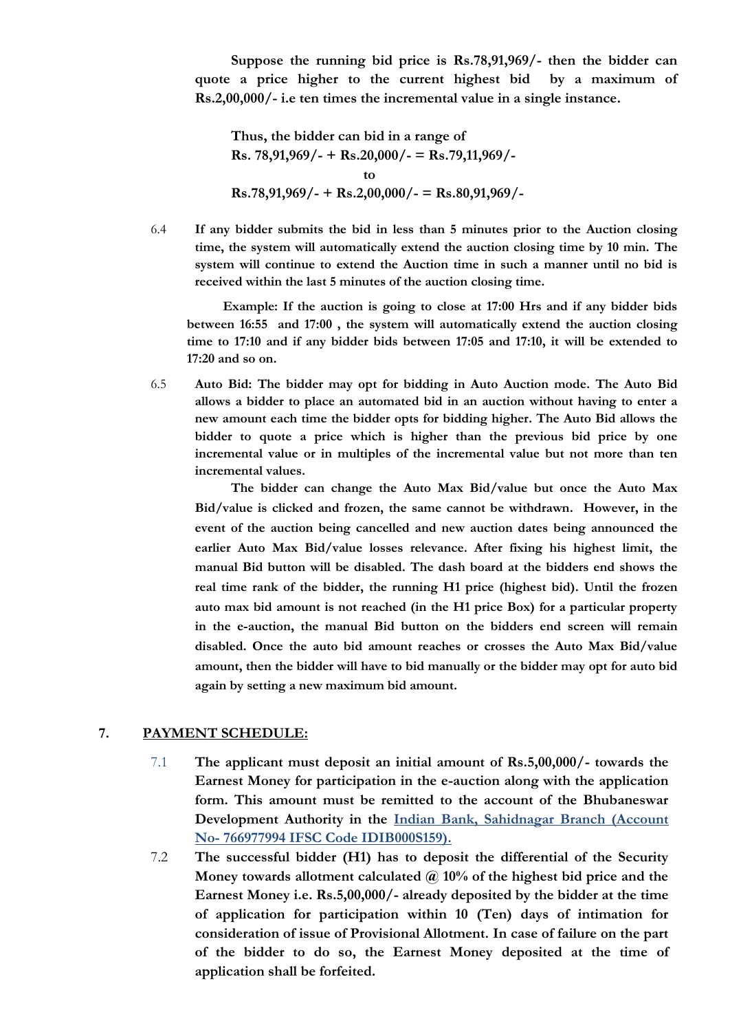**Suppose the running bid price is Rs.78,91,969/- then the bidder can quote a price higher to the current highest bid by a maximum of Rs.2,00,000/- i.e ten times the incremental value in a single instance.**

**Thus, the bidder can bid in a range of**
**Rs. 78,91,969/- + Rs.20,000/- = Rs.79,11,969/-**
**to**
**Rs.78,91,969/- + Rs.2,00,000/- = Rs.80,91,969/-**

6.4 **If any bidder submits the bid in less than 5 minutes prior to the Auction closing time, the system will automatically extend the auction closing time by 10 min. The system will continue to extend the Auction time in such a manner until no bid is received within the last 5 minutes of the auction closing time.**

**Example: If the auction is going to close at 17:00 Hrs and if any bidder bids between 16:55 and 17:00 , the system will automatically extend the auction closing time to 17:10 and if any bidder bids between 17:05 and 17:10, it will be extended to 17:20 and so on.**

6.5 **Auto Bid: The bidder may opt for bidding in Auto Auction mode. The Auto Bid allows a bidder to place an automated bid in an auction without having to enter a new amount each time the bidder opts for bidding higher. The Auto Bid allows the bidder to quote a price which is higher than the previous bid price by one incremental value or in multiples of the incremental value but not more than ten incremental values.**

**The bidder can change the Auto Max Bid/value but once the Auto Max Bid/value is clicked and frozen, the same cannot be withdrawn. However, in the event of the auction being cancelled and new auction dates being announced the earlier Auto Max Bid/value losses relevance. After fixing his highest limit, the manual Bid button will be disabled. The dash board at the bidders end shows the real time rank of the bidder, the running H1 price (highest bid). Until the frozen auto max bid amount is not reached (in the H1 price Box) for a particular property in the e-auction, the manual Bid button on the bidders end screen will remain disabled. Once the auto bid amount reaches or crosses the Auto Max Bid/value amount, then the bidder will have to bid manually or the bidder may opt for auto bid again by setting a new maximum bid amount.**

## 7. PAYMENT SCHEDULE:

7.1 **The applicant must deposit an initial amount of Rs.5,00,000/- towards the Earnest Money for participation in the e-auction along with the application form. This amount must be remitted to the account of the Bhubaneswar Development Authority in the Indian Bank, Sahidnagar Branch (Account No- 766977994 IFSC Code IDIB000S159).**

7.2 **The successful bidder (H1) has to deposit the differential of the Security Money towards allotment calculated @ 10% of the highest bid price and the Earnest Money i.e. Rs.5,00,000/- already deposited by the bidder at the time of application for participation within 10 (Ten) days of intimation for consideration of issue of Provisional Allotment. In case of failure on the part of the bidder to do so, the Earnest Money deposited at the time of application shall be forfeited.**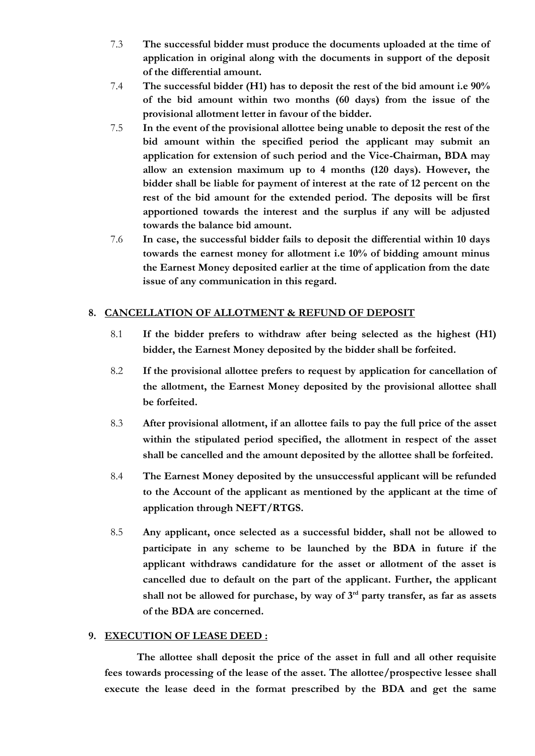7.3 **The successful bidder must produce the documents uploaded at the time of application in original along with the documents in support of the deposit of the differential amount.**

7.4 **The successful bidder (H1) has to deposit the rest of the bid amount i.e 90% of the bid amount within two months (60 days) from the issue of the provisional allotment letter in favour of the bidder.**

7.5 **In the event of the provisional allottee being unable to deposit the rest of the bid amount within the specified period the applicant may submit an application for extension of such period and the Vice-Chairman, BDA may allow an extension maximum up to 4 months (120 days). However, the bidder shall be liable for payment of interest at the rate of 12 percent on the rest of the bid amount for the extended period. The deposits will be first apportioned towards the interest and the surplus if any will be adjusted towards the balance bid amount.**

7.6 **In case, the successful bidder fails to deposit the differential within 10 days towards the earnest money for allotment i.e 10% of bidding amount minus the Earnest Money deposited earlier at the time of application from the date issue of any communication in this regard.**

## 8. CANCELLATION OF ALLOTMENT & REFUND OF DEPOSIT

8.1 **If the bidder prefers to withdraw after being selected as the highest (H1) bidder, the Earnest Money deposited by the bidder shall be forfeited.**

8.2 **If the provisional allottee prefers to request by application for cancellation of the allotment, the Earnest Money deposited by the provisional allottee shall be forfeited.**

8.3 **After provisional allotment, if an allottee fails to pay the full price of the asset within the stipulated period specified, the allotment in respect of the asset shall be cancelled and the amount deposited by the allottee shall be forfeited.**

8.4 **The Earnest Money deposited by the unsuccessful applicant will be refunded to the Account of the applicant as mentioned by the applicant at the time of application through NEFT/RTGS.**

8.5 **Any applicant, once selected as a successful bidder, shall not be allowed to participate in any scheme to be launched by the BDA in future if the applicant withdraws candidature for the asset or allotment of the asset is cancelled due to default on the part of the applicant. Further, the applicant shall not be allowed for purchase, by way of 3rd party transfer, as far as assets of the BDA are concerned.**

## 9. EXECUTION OF LEASE DEED :

**The allottee shall deposit the price of the asset in full and all other requisite fees towards processing of the lease of the asset. The allottee/prospective lessee shall execute the lease deed in the format prescribed by the BDA and get the same**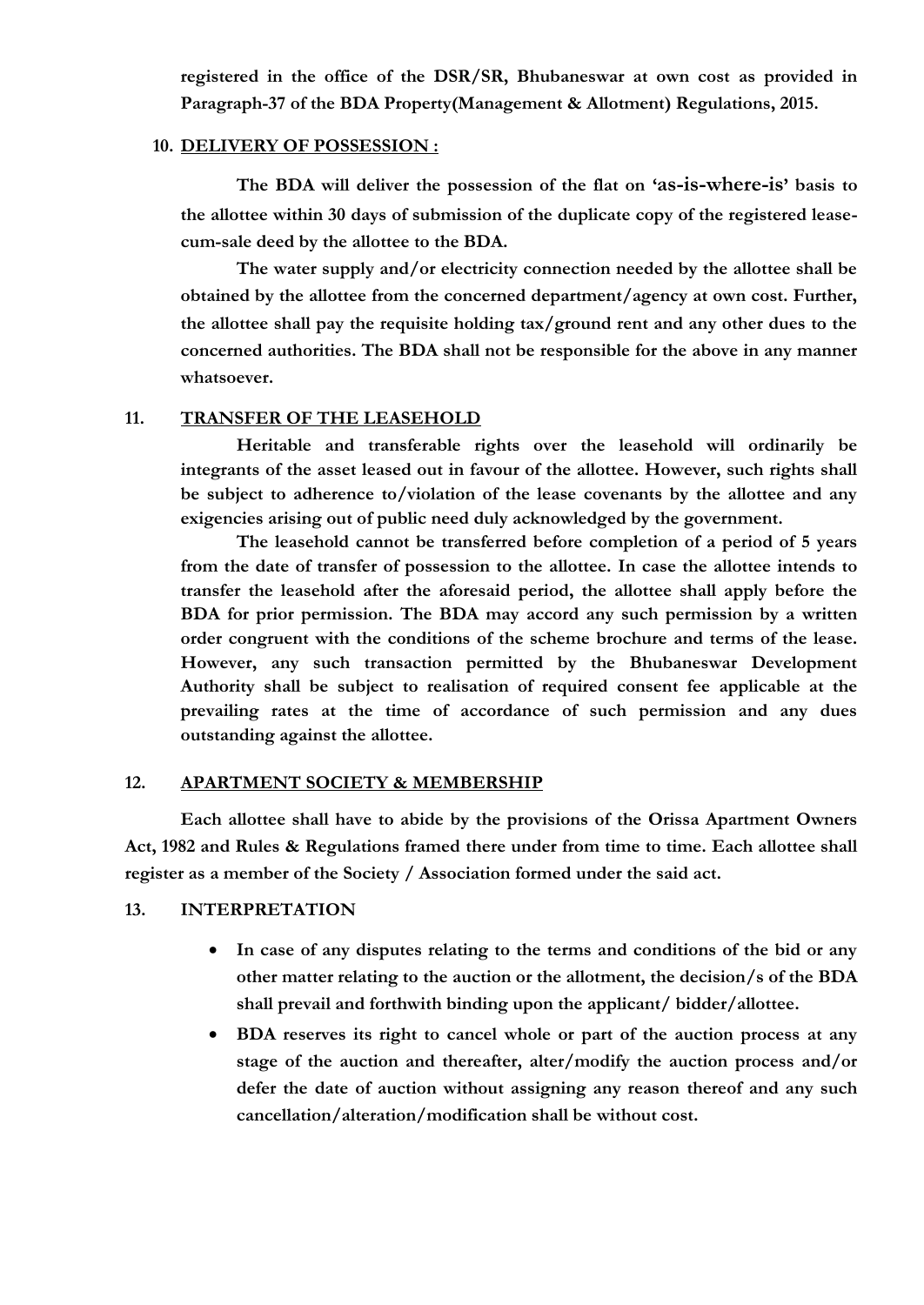**registered in the office of the DSR/SR, Bhubaneswar at own cost as provided in Paragraph-37 of the BDA Property(Management & Allotment) Regulations, 2015.**

**10. DELIVERY OF POSSESSION :**

**The BDA will deliver the possession of the flat on 'as-is-where-is' basis to the allottee within 30 days of submission of the duplicate copy of the registered lease-cum-sale deed by the allottee to the BDA.**

**The water supply and/or electricity connection needed by the allottee shall be obtained by the allottee from the concerned department/agency at own cost. Further, the allottee shall pay the requisite holding tax/ground rent and any other dues to the concerned authorities. The BDA shall not be responsible for the above in any manner whatsoever.**

**11. TRANSFER OF THE LEASEHOLD**

**Heritable and transferable rights over the leasehold will ordinarily be integrants of the asset leased out in favour of the allottee. However, such rights shall be subject to adherence to/violation of the lease covenants by the allottee and any exigencies arising out of public need duly acknowledged by the government.**

**The leasehold cannot be transferred before completion of a period of 5 years from the date of transfer of possession to the allottee. In case the allottee intends to transfer the leasehold after the aforesaid period, the allottee shall apply before the BDA for prior permission. The BDA may accord any such permission by a written order congruent with the conditions of the scheme brochure and terms of the lease. However, any such transaction permitted by the Bhubaneswar Development Authority shall be subject to realisation of required consent fee applicable at the prevailing rates at the time of accordance of such permission and any dues outstanding against the allottee.**

**12. APARTMENT SOCIETY & MEMBERSHIP**

**Each allottee shall have to abide by the provisions of the Orissa Apartment Owners Act, 1982 and Rules & Regulations framed there under from time to time. Each allottee shall register as a member of the Society / Association formed under the said act.**

**13. INTERPRETATION**

- **In case of any disputes relating to the terms and conditions of the bid or any other matter relating to the auction or the allotment, the decision/s of the BDA shall prevail and forthwith binding upon the applicant/ bidder/allottee.**
- **BDA reserves its right to cancel whole or part of the auction process at any stage of the auction and thereafter, alter/modify the auction process and/or defer the date of auction without assigning any reason thereof and any such cancellation/alteration/modification shall be without cost.**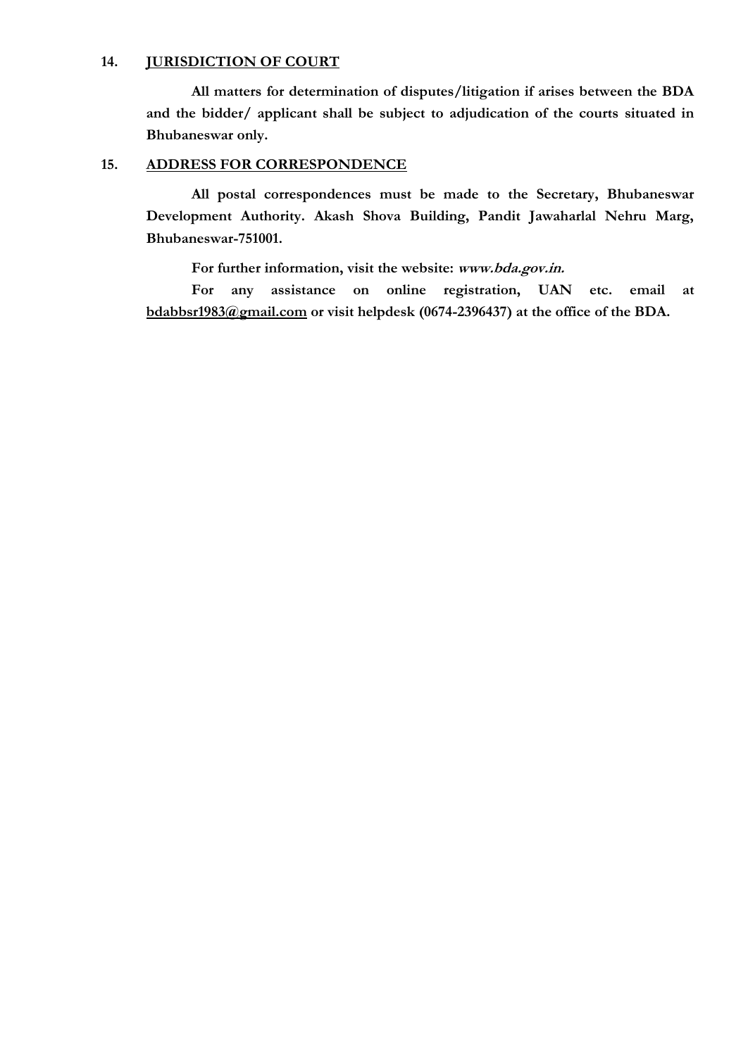**14. <u>JURISDICTION OF COURT</u>**

**All matters for determination of disputes/litigation if arises between the BDA and the bidder/ applicant shall be subject to adjudication of the courts situated in Bhubaneswar only.**

**15. <u>ADDRESS FOR CORRESPONDENCE</u>**

**All postal correspondences must be made to the Secretary, Bhubaneswar Development Authority. Akash Shova Building, Pandit Jawaharlal Nehru Marg, Bhubaneswar-751001.**

**For further information, visit the website: *www.bda.gov.in.***

**For any assistance on online registration, UAN etc. email at <u>bdabbsr1983@gmail.com</u> or visit helpdesk (0674-2396437) at the office of the BDA.**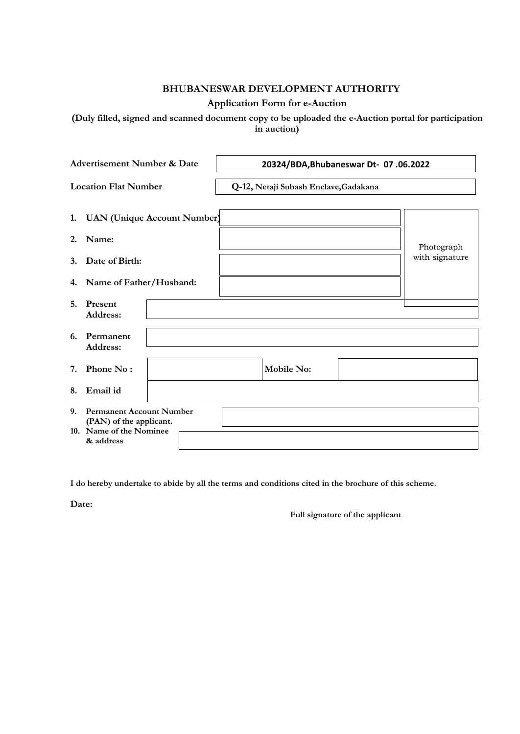**BHUBANESWAR DEVELOPMENT AUTHORITY**

**Application Form for e-Auction**

**(Duly filled, signed and scanned document copy to be uploaded the e-Auction portal for participation in auction)**

| | |
|---|---|
| **Advertisement Number & Date** | **20324/BDA,Bhubaneswar Dt- 07 .06.2022** |
| **Location Flat Number** | **Q-12, Netaji Subash Enclave,Gadakana** |

| | | |
|---|---|---|
| **1. UAN (Unique Account Number)** | | Photograph with signature |
| **2. Name:** | | |
| **3. Date of Birth:** | | |
| **4. Name of Father/Husband:** | | |
| **5. Present Address:** | | |
| **6. Permanent Address:** | | |
| **7. Phone No :** | | **Mobile No:** |
| **8. Email id** | | |
| **9. Permanent Account Number (PAN) of the applicant.** | | |
| **10. Name of the Nominee & address** | | |

**I do hereby undertake to abide by all the terms and conditions cited in the brochure of this scheme.**

**Date:**

**Full signature of the applicant**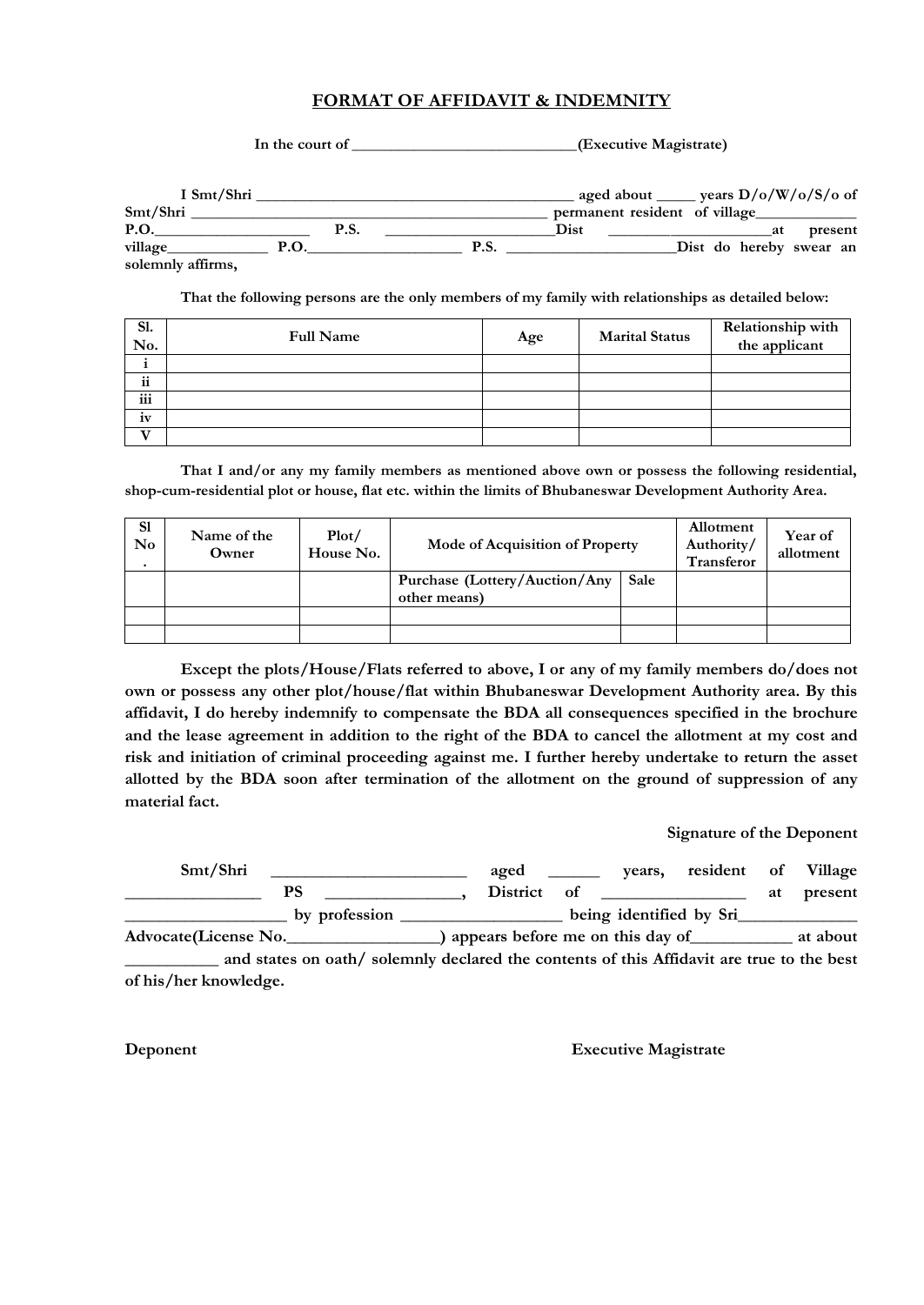## FORMAT OF AFFIDAVIT & INDEMNITY

**In the court of _____________________________(Executive Magistrate)**

**I Smt/Shri __________________________________________ aged about _____ years D/o/W/o/S/o of Smt/Shri _______________________________________________ permanent resident of village_____________ P.O.____________________ P.S. ______________________Dist _____________________at present village_____________ P.O.____________________ P.S. ______________________Dist do hereby swear an solemnly affirms,**

**That the following persons are the only members of my family with relationships as detailed below:**

| Sl. No. | Full Name | Age | Marital Status | Relationship with the applicant |
|---|---|---|---|---|
| i | | | | |
| ii | | | | |
| iii | | | | |
| iv | | | | |
| V | | | | |

**That I and/or any my family members as mentioned above own or possess the following residential, shop-cum-residential plot or house, flat etc. within the limits of Bhubaneswar Development Authority Area.**

| Sl No. | Name of the Owner | Plot/ House No. | Mode of Acquisition of Property | | Allotment Authority/ Transferor | Year of allotment |
|---|---|---|---|---|---|---|
| | | | Purchase (Lottery/Auction/Any other means) | Sale | | |
| | | | | | | |
| | | | | | | |

**Except the plots/House/Flats referred to above, I or any of my family members do/does not own or possess any other plot/house/flat within Bhubaneswar Development Authority area. By this affidavit, I do hereby indemnify to compensate the BDA all consequences specified in the brochure and the lease agreement in addition to the right of the BDA to cancel the allotment at my cost and risk and initiation of criminal proceeding against me. I further hereby undertake to return the asset allotted by the BDA soon after termination of the allotment on the ground of suppression of any material fact.**

**Signature of the Deponent**

**Smt/Shri _______________________ aged ______ years, resident of Village ________________ PS ________________, District of _________________ at present ___________________ by profession ___________________ being identified by Sri______________ Advocate(License No.__________________) appears before me on this day of____________ at about ___________ and states on oath/ solemnly declared the contents of this Affidavit are true to the best of his/her knowledge.**

**Deponent** **Executive Magistrate**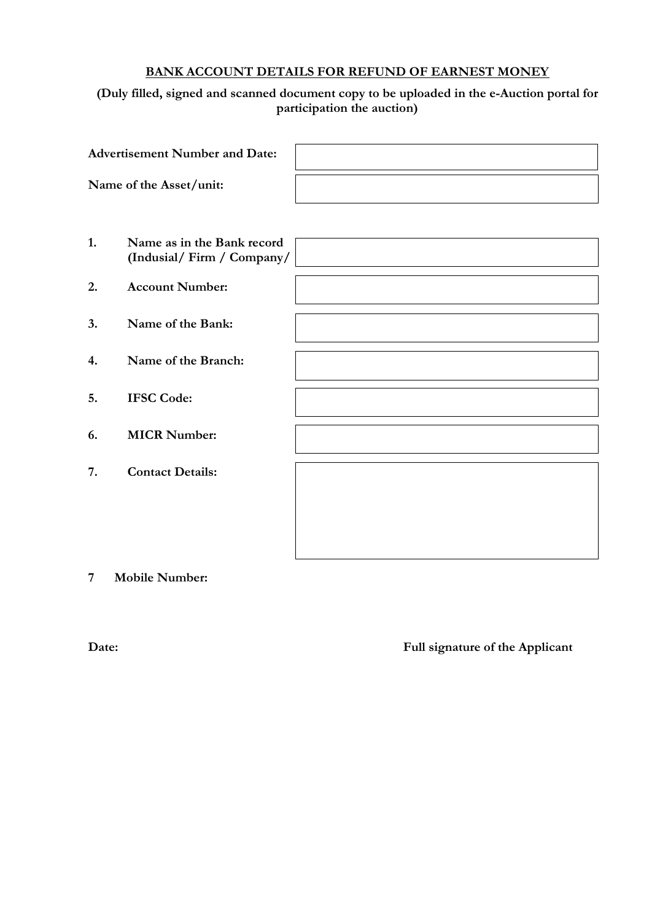**BANK ACCOUNT DETAILS FOR REFUND OF EARNEST MONEY**

**(Duly filled, signed and scanned document copy to be uploaded in the e-Auction portal for participation the auction)**

| | |
|---|---|
| **Advertisement Number and Date:** | |
| **Name of the Asset/unit:** | |

| | | |
|---|---|---|
| **1.** | **Name as in the Bank record (Indusial/ Firm / Company/** | |
| **2.** | **Account Number:** | |
| **3.** | **Name of the Bank:** | |
| **4.** | **Name of the Branch:** | |
| **5.** | **IFSC Code:** | |
| **6.** | **MICR Number:** | |
| **7.** | **Contact Details:** | |

**7 Mobile Number:**

**Date:** **Full signature of the Applicant**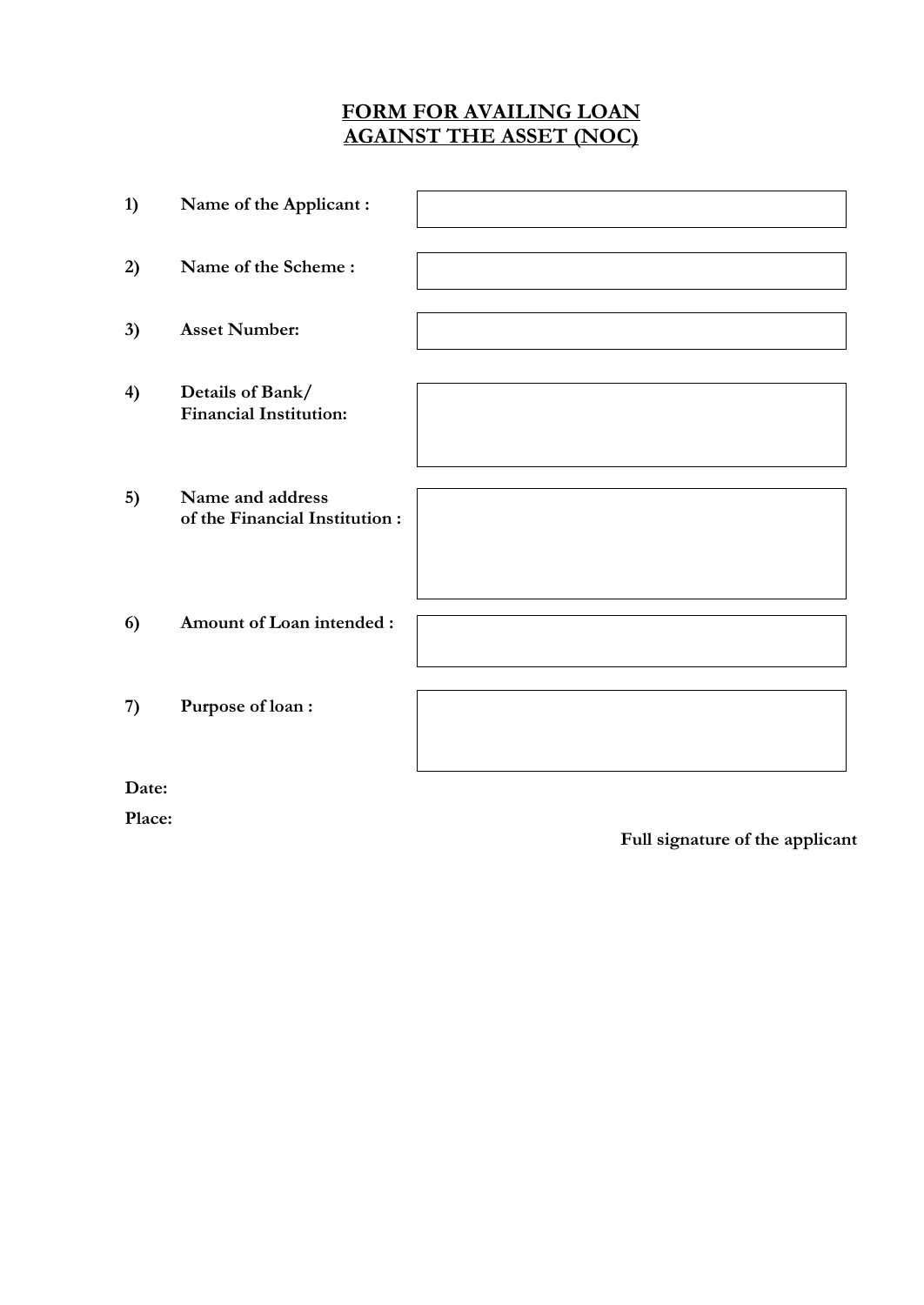# FORM FOR AVAILING LOAN AGAINST THE ASSET (NOC)

| | | |
|---|---|---|
| 1) | **Name of the Applicant :** | |
| 2) | **Name of the Scheme :** | |
| 3) | **Asset Number:** | |
| 4) | **Details of Bank/ Financial Institution:** | |
| 5) | **Name and address of the Financial Institution :** | |
| 6) | **Amount of Loan intended :** | |
| 7) | **Purpose of loan :** | |

**Date:**

**Place:**

**Full signature of the applicant**